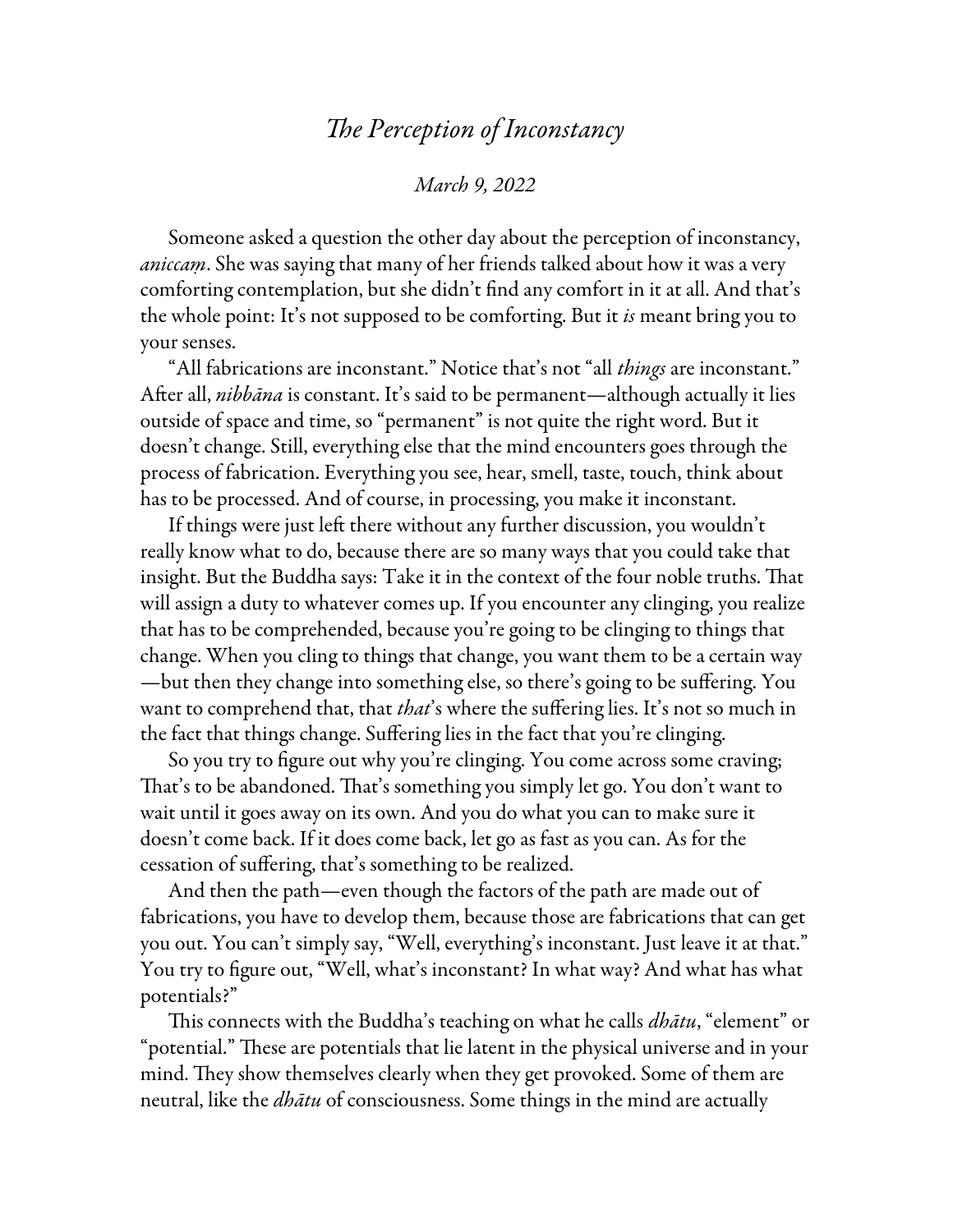# *The Perception of Inconstancy*

*March 9, 2022*

Someone asked a question the other day about the perception of inconstancy, *aniccaṃ*. She was saying that many of her friends talked about how it was a very comforting contemplation, but she didn't find any comfort in it at all. And that's the whole point: It's not supposed to be comforting. But it *is* meant bring you to your senses.

"All fabrications are inconstant." Notice that's not "all *things* are inconstant." After all, *nibbāna* is constant. It's said to be permanent—although actually it lies outside of space and time, so "permanent" is not quite the right word. But it doesn't change. Still, everything else that the mind encounters goes through the process of fabrication. Everything you see, hear, smell, taste, touch, think about has to be processed. And of course, in processing, you make it inconstant.

If things were just left there without any further discussion, you wouldn't really know what to do, because there are so many ways that you could take that insight. But the Buddha says: Take it in the context of the four noble truths. That will assign a duty to whatever comes up. If you encounter any clinging, you realize that has to be comprehended, because you're going to be clinging to things that change. When you cling to things that change, you want them to be a certain way—but then they change into something else, so there's going to be suffering. You want to comprehend that, that *that*'s where the suffering lies. It's not so much in the fact that things change. Suffering lies in the fact that you're clinging.

So you try to figure out why you're clinging. You come across some craving; That's to be abandoned. That's something you simply let go. You don't want to wait until it goes away on its own. And you do what you can to make sure it doesn't come back. If it does come back, let go as fast as you can. As for the cessation of suffering, that's something to be realized.

And then the path—even though the factors of the path are made out of fabrications, you have to develop them, because those are fabrications that can get you out. You can't simply say, "Well, everything's inconstant. Just leave it at that." You try to figure out, "Well, what's inconstant? In what way? And what has what potentials?"

This connects with the Buddha's teaching on what he calls *dhātu*, "element" or "potential." These are potentials that lie latent in the physical universe and in your mind. They show themselves clearly when they get provoked. Some of them are neutral, like the *dhātu* of consciousness. Some things in the mind are actually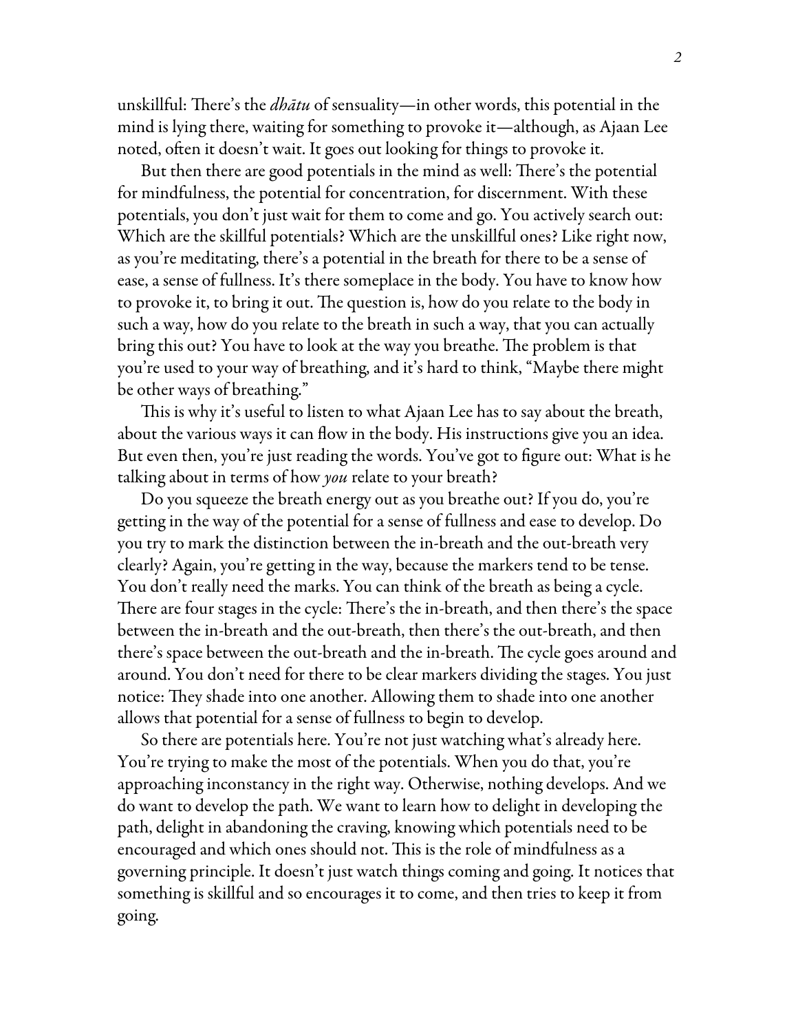unskillful: There's the *dhātu* of sensuality—in other words, this potential in the mind is lying there, waiting for something to provoke it—although, as Ajaan Lee noted, often it doesn't wait. It goes out looking for things to provoke it.

But then there are good potentials in the mind as well: There's the potential for mindfulness, the potential for concentration, for discernment. With these potentials, you don't just wait for them to come and go. You actively search out: Which are the skillful potentials? Which are the unskillful ones? Like right now, as you're meditating, there's a potential in the breath for there to be a sense of ease, a sense of fullness. It's there someplace in the body. You have to know how to provoke it, to bring it out. The question is, how do you relate to the body in such a way, how do you relate to the breath in such a way, that you can actually bring this out? You have to look at the way you breathe. The problem is that you're used to your way of breathing, and it's hard to think, "Maybe there might be other ways of breathing."

This is why it's useful to listen to what Ajaan Lee has to say about the breath, about the various ways it can flow in the body. His instructions give you an idea. But even then, you're just reading the words. You've got to figure out: What is he talking about in terms of how *you* relate to your breath?

Do you squeeze the breath energy out as you breathe out? If you do, you're getting in the way of the potential for a sense of fullness and ease to develop. Do you try to mark the distinction between the in-breath and the out-breath very clearly? Again, you're getting in the way, because the markers tend to be tense. You don't really need the marks. You can think of the breath as being a cycle. There are four stages in the cycle: There's the in-breath, and then there's the space between the in-breath and the out-breath, then there's the out-breath, and then there's space between the out-breath and the in-breath. The cycle goes around and around. You don't need for there to be clear markers dividing the stages. You just notice: They shade into one another. Allowing them to shade into one another allows that potential for a sense of fullness to begin to develop.

So there are potentials here. You're not just watching what's already here. You're trying to make the most of the potentials. When you do that, you're approaching inconstancy in the right way. Otherwise, nothing develops. And we do want to develop the path. We want to learn how to delight in developing the path, delight in abandoning the craving, knowing which potentials need to be encouraged and which ones should not. This is the role of mindfulness as a governing principle. It doesn't just watch things coming and going. It notices that something is skillful and so encourages it to come, and then tries to keep it from going.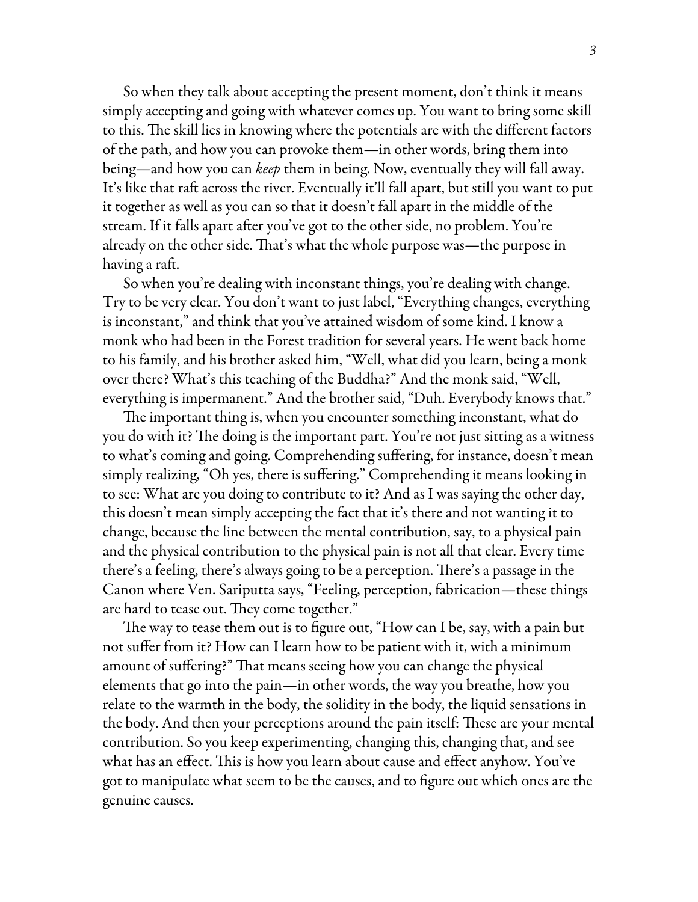So when they talk about accepting the present moment, don't think it means simply accepting and going with whatever comes up. You want to bring some skill to this. The skill lies in knowing where the potentials are with the different factors of the path, and how you can provoke them—in other words, bring them into being—and how you can *keep* them in being. Now, eventually they will fall away. It's like that raft across the river. Eventually it'll fall apart, but still you want to put it together as well as you can so that it doesn't fall apart in the middle of the stream. If it falls apart after you've got to the other side, no problem. You're already on the other side. That's what the whole purpose was—the purpose in having a raft.

So when you're dealing with inconstant things, you're dealing with change. Try to be very clear. You don't want to just label, "Everything changes, everything is inconstant," and think that you've attained wisdom of some kind. I know a monk who had been in the Forest tradition for several years. He went back home to his family, and his brother asked him, "Well, what did you learn, being a monk over there? What's this teaching of the Buddha?" And the monk said, "Well, everything is impermanent." And the brother said, "Duh. Everybody knows that."

The important thing is, when you encounter something inconstant, what do you do with it? The doing is the important part. You're not just sitting as a witness to what's coming and going. Comprehending suffering, for instance, doesn't mean simply realizing, "Oh yes, there is suffering." Comprehending it means looking in to see: What are you doing to contribute to it? And as I was saying the other day, this doesn't mean simply accepting the fact that it's there and not wanting it to change, because the line between the mental contribution, say, to a physical pain and the physical contribution to the physical pain is not all that clear. Every time there's a feeling, there's always going to be a perception. There's a passage in the Canon where Ven. Sariputta says, "Feeling, perception, fabrication—these things are hard to tease out. They come together."

The way to tease them out is to figure out, "How can I be, say, with a pain but not suffer from it? How can I learn how to be patient with it, with a minimum amount of suffering?" That means seeing how you can change the physical elements that go into the pain—in other words, the way you breathe, how you relate to the warmth in the body, the solidity in the body, the liquid sensations in the body. And then your perceptions around the pain itself: These are your mental contribution. So you keep experimenting, changing this, changing that, and see what has an effect. This is how you learn about cause and effect anyhow. You've got to manipulate what seem to be the causes, and to figure out which ones are the genuine causes.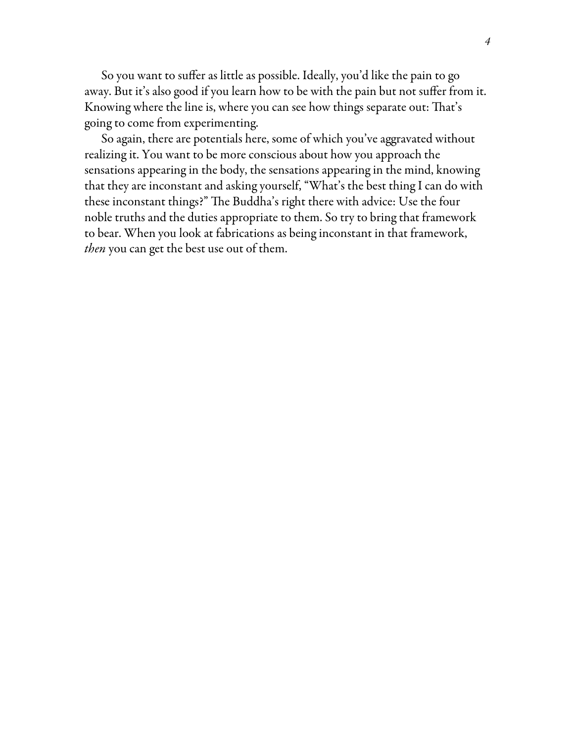So you want to suffer as little as possible. Ideally, you'd like the pain to go away. But it's also good if you learn how to be with the pain but not suffer from it. Knowing where the line is, where you can see how things separate out: That's going to come from experimenting.

So again, there are potentials here, some of which you've aggravated without realizing it. You want to be more conscious about how you approach the sensations appearing in the body, the sensations appearing in the mind, knowing that they are inconstant and asking yourself, "What's the best thing I can do with these inconstant things?" The Buddha's right there with advice: Use the four noble truths and the duties appropriate to them. So try to bring that framework to bear. When you look at fabrications as being inconstant in that framework, *then* you can get the best use out of them.